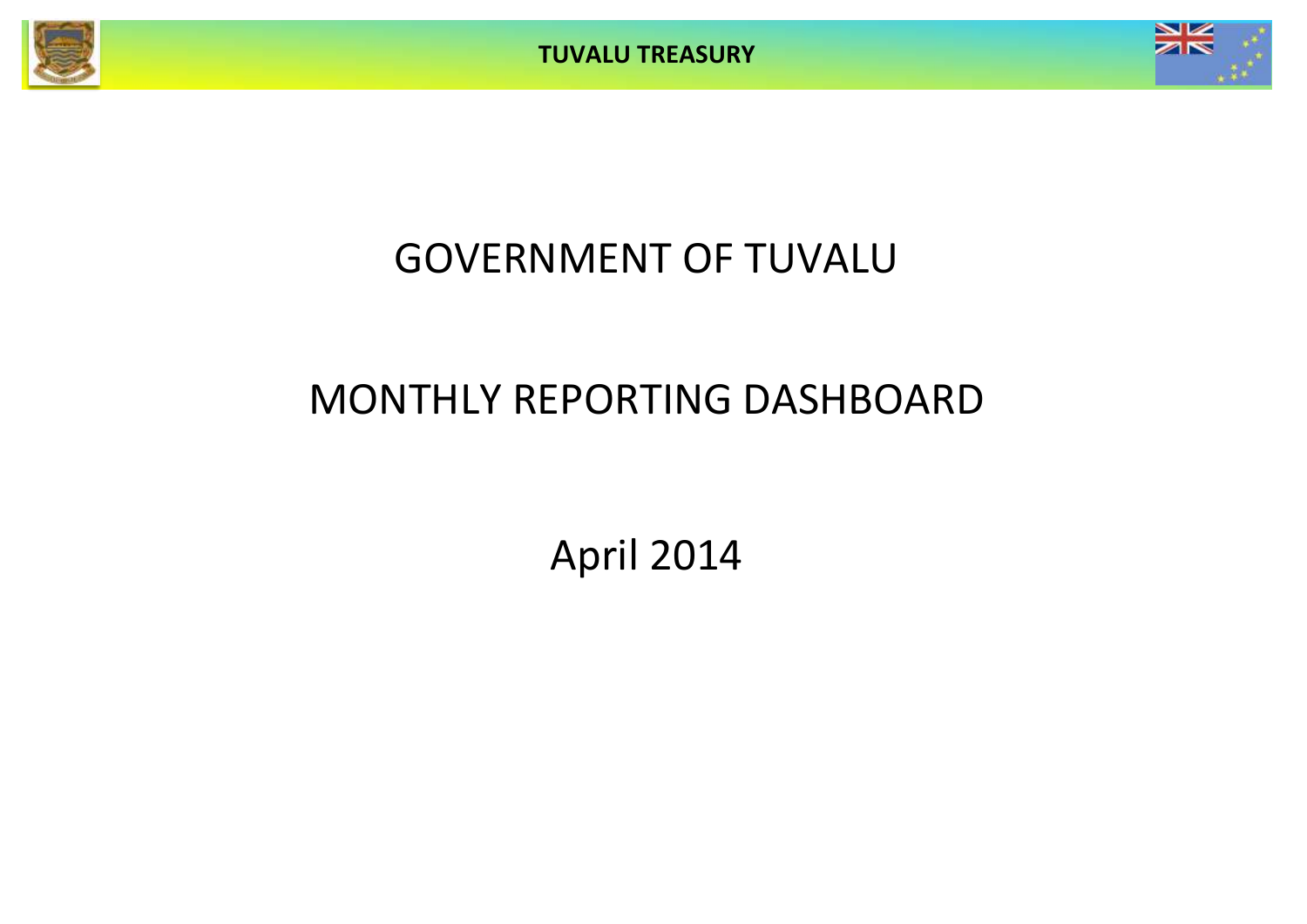# GOVERNMENT OF TUVALU

# MONTHLY REPORTING DASHBOARD

## April 2014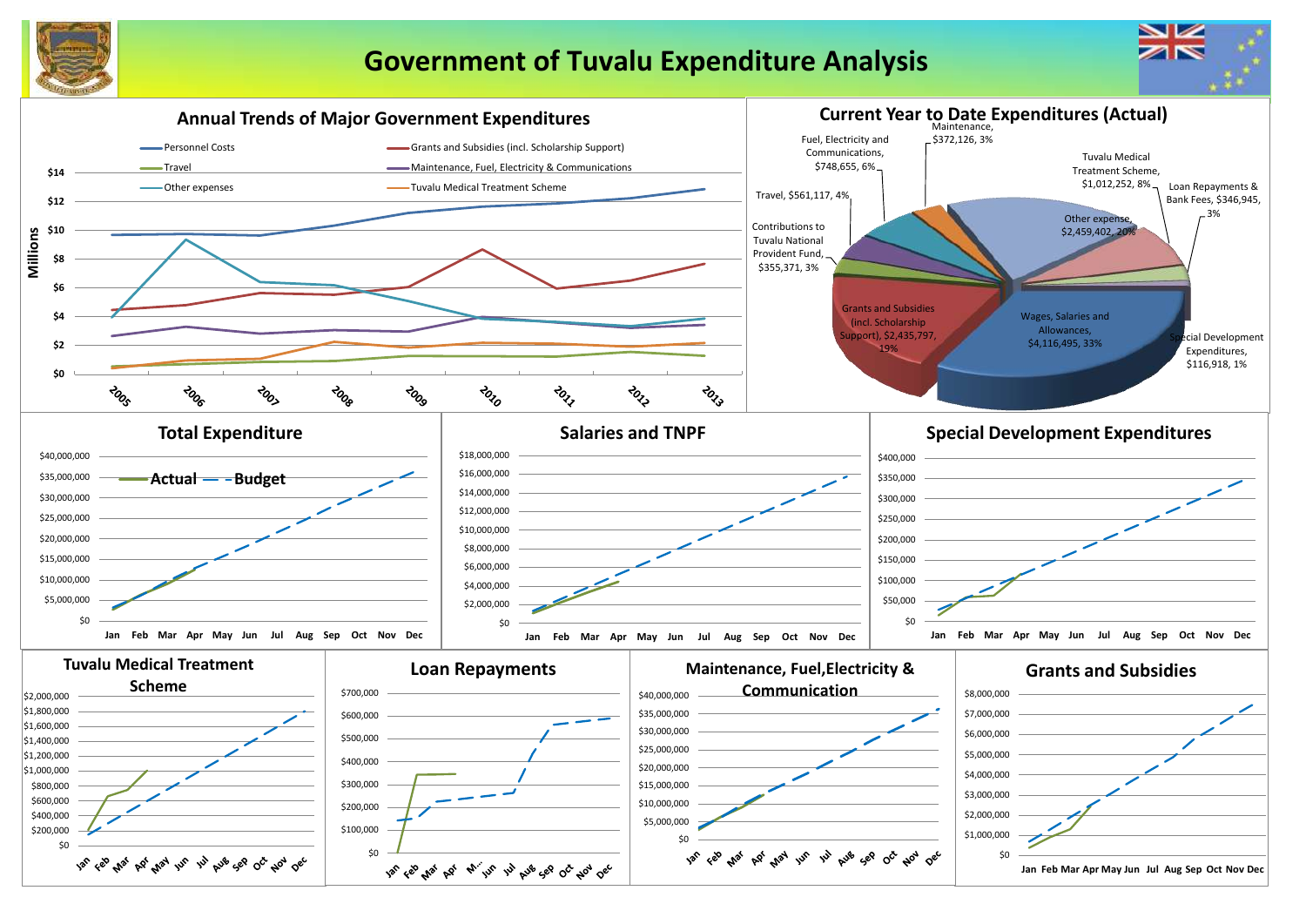# Government of Tuvalu Expenditure Analysis

## Annual Trends of Major Government Expenditures

Millions

- Personnel Costs
- Grants and Subsidies (incl. Scholarship Support)
- Travel
- Maintenance, Fuel, Electricity & Communications
- Other expenses
- Tuvalu Medical Treatment Scheme

$14, $12, $10, $8, $6, $4, $2, $0

2005, 2006, 2007, 2008, 2009, 2010, 2011, 2012, 2013

## Current Year to Date Expenditures (Actual)

- Maintenance, $372,126, 3%
- Fuel, Electricity and Communications, $748,655, 6%
- Travel, $561,117, 4%
- Contributions to Tuvalu National Provident Fund, $355,371, 3%
- Grants and Subsidies (incl. Scholarship Support), $2,435,797, 19%
- Wages, Salaries and Allowances, $4,116,495, 33%
- Special Development Expenditures, $116,918, 1%
- Other expense, $2,459,402, 20%
- Tuvalu Medical Treatment Scheme, $1,012,252, 8%
- Loan Repayments & Bank Fees, $346,945, 3%

## Total Expenditure

Actual — Budget

$40,000,000, $35,000,000, $30,000,000, $25,000,000, $20,000,000, $15,000,000, $10,000,000, $5,000,000, $0

Jan Feb Mar Apr May Jun Jul Aug Sep Oct Nov Dec

## Salaries and TNPF

$18,000,000, $16,000,000, $14,000,000, $12,000,000, $10,000,000, $8,000,000, $6,000,000, $4,000,000, $2,000,000, $0

Jan Feb Mar Apr May Jun Jul Aug Sep Oct Nov Dec

## Special Development Expenditures

$400,000, $350,000, $300,000, $250,000, $200,000, $150,000, $100,000, $50,000, $0

Jan Feb Mar Apr May Jun Jul Aug Sep Oct Nov Dec

## Tuvalu Medical Treatment Scheme

$2,000,000, $1,800,000, $1,600,000, $1,400,000, $1,200,000, $1,000,000, $800,000, $600,000, $400,000, $200,000, $0

Jan Feb Mar Apr May Jun Jul Aug Sep Oct Nov Dec

## Loan Repayments

$700,000, $600,000, $500,000, $400,000, $300,000, $200,000, $100,000, $0

Jan Feb Mar Apr M... Jun Jul Aug Sep Oct Nov Dec

## Maintenance, Fuel,Electricity & Communication

$40,000,000, $35,000,000, $30,000,000, $25,000,000, $20,000,000, $15,000,000, $10,000,000, $5,000,000, $0

Jan Feb Mar Apr May Jun Jul Aug Sep Oct Nov Dec

## Grants and Subsidies

$8,000,000, $7,000,000, $6,000,000, $5,000,000, $4,000,000, $3,000,000, $2,000,000, $1,000,000, $0

Jan Feb Mar Apr May Jun Jul Aug Sep Oct Nov Dec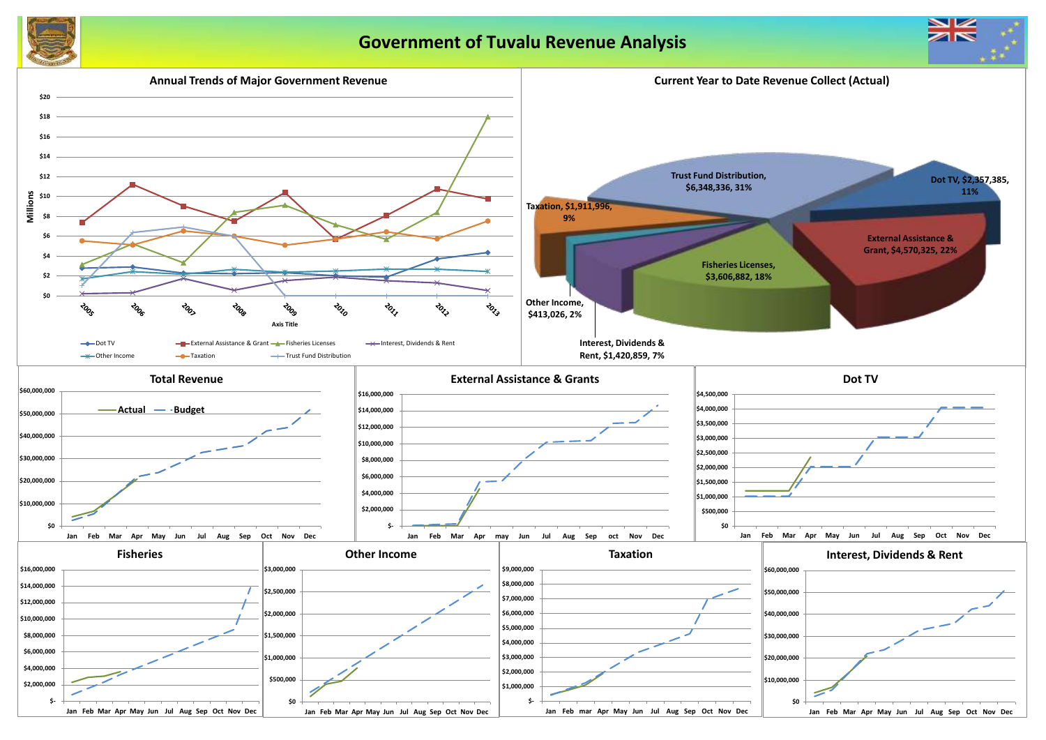# Government of Tuvalu Revenue Analysis

## Annual Trends of Major Government Revenue

Millions

$20, $18, $16, $14, $12, $10, $8, $6, $4, $2, $0

2005, 2006, 2007, 2008, 2009, 2010, 2011, 2012, 2013

Axis Title

Dot TV, External Assistance & Grant, Fisheries Licenses, Interest, Dividends & Rent, Other Income, Taxation, Trust Fund Distribution

## Current Year to Date Revenue Collect (Actual)

- Trust Fund Distribution, $6,348,336, 31%
- Dot TV, $2,357,385, 11%
- Taxation, $1,911,996, 9%
- External Assistance & Grant, $4,570,325, 22%
- Fisheries Licenses, $3,606,882, 18%
- Other Income, $413,026, 2%
- Interest, Dividends & Rent, $1,420,859, 7%

## Total Revenue

Actual, Budget

$60,000,000, $50,000,000, $40,000,000, $30,000,000, $20,000,000, $10,000,000, $0

Jan Feb Mar Apr May Jun Jul Aug Sep Oct Nov Dec

## External Assistance & Grants

$16,000,000, $14,000,000, $12,000,000, $10,000,000, $8,000,000, $6,000,000, $4,000,000, $2,000,000, $-

Jan Feb Mar Apr may Jun Jul Aug Sep oct Nov Dec

## Dot TV

$4,500,000, $4,000,000, $3,500,000, $3,000,000, $2,500,000, $2,000,000, $1,500,000, $1,000,000, $500,000, $0

Jan Feb Mar Apr May Jun Jul Aug Sep Oct Nov Dec

## Fisheries

$16,000,000, $14,000,000, $12,000,000, $10,000,000, $8,000,000, $6,000,000, $4,000,000, $2,000,000, $-

Jan Feb Mar Apr May Jun Jul Aug Sep Oct Nov Dec

## Other Income

$3,000,000, $2,500,000, $2,000,000, $1,500,000, $1,000,000, $500,000, $0

Jan Feb Mar Apr May Jun Jul Aug Sep Oct Nov Dec

## Taxation

$9,000,000, $8,000,000, $7,000,000, $6,000,000, $5,000,000, $4,000,000, $3,000,000, $2,000,000, $1,000,000, $-

Jan Feb mar Apr May Jun Jul Aug Sep Oct Nov Dec

## Interest, Dividends & Rent

$60,000,000, $50,000,000, $40,000,000, $30,000,000, $20,000,000, $10,000,000, $0

Jan Feb Mar Apr May Jun Jul Aug Sep Oct Nov Dec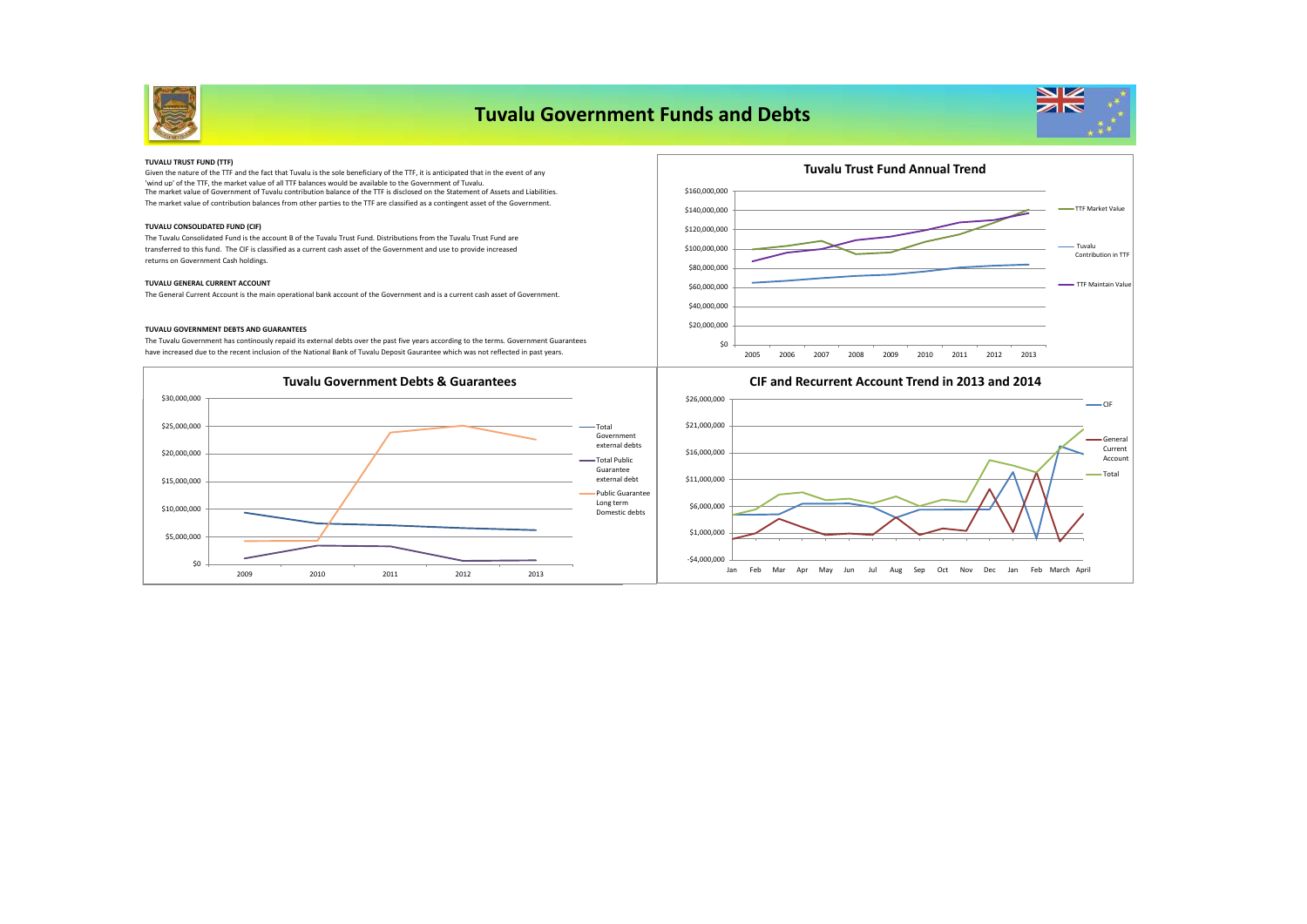# Tuvalu Government Funds and Debts

**TUVALU TRUST FUND (TTF)**

Given the nature of the TTF and the fact that Tuvalu is the sole beneficiary of the TTF, it is anticipated that in the event of any 'wind up' of the TTF, the market value of all TTF balances would be available to the Government of Tuvalu.
The market value of Government of Tuvalu contribution balance of the TTF is disclosed on the Statement of Assets and Liabilities.
The market value of contribution balances from other parties to the TTF are classified as a contingent asset of the Government.

**TUVALU CONSOLIDATED FUND (CIF)**

The Tuvalu Consolidated Fund is the account B of the Tuvalu Trust Fund. Distributions from the Tuvalu Trust Fund are transferred to this fund. The CIF is classified as a current cash asset of the Government and use to provide increased returns on Government Cash holdings.

**TUVALU GENERAL CURRENT ACCOUNT**

The General Current Account is the main operational bank account of the Government and is a current cash asset of Government.

**TUVALU GOVERNMENT DEBTS AND GUARANTEES**

The Tuvalu Government has continously repaid its external debts over the past five years according to the terms. Government Guarantees have increased due to the recent inclusion of the National Bank of Tuvalu Deposit Gaurantee which was not reflected in past years.

**Tuvalu Trust Fund Annual Trend**

**Tuvalu Government Debts & Guarantees**

**CIF and Recurrent Account Trend in 2013 and 2014**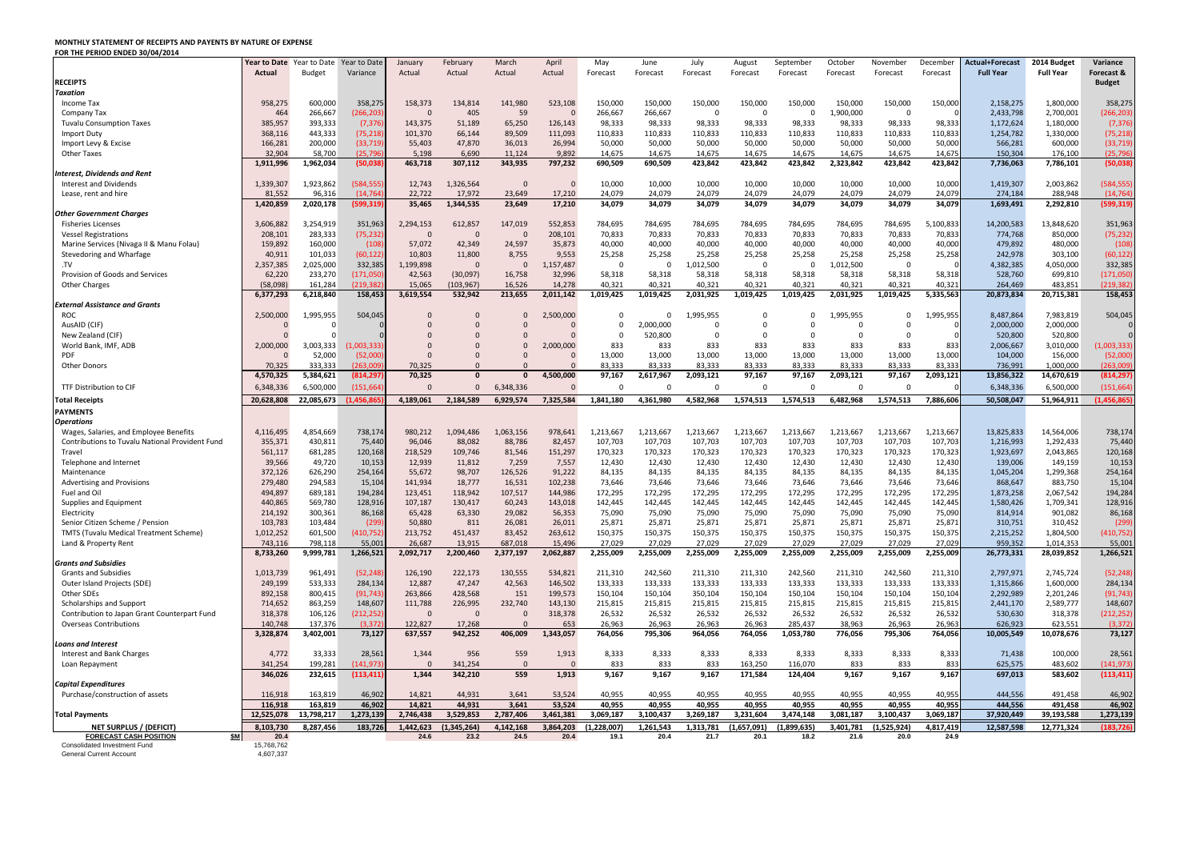# MONTHLY STATEMENT OF RECEIPTS AND PAYENTS BY NATURE OF EXPENSE

## FOR THE PERIOD ENDED 30/04/2014

| | Year to Date Actual | Year to Date Budget | Year to Date Variance | January Actual | February Actual | March Actual | April Actual | May Forecast | June Forecast | July Forecast | August Forecast | September Forecast | October Forecast | November Forecast | December Forecast | Actual+Forecast Full Year | 2014 Budget Full Year | Variance Forecast & Budget |
|---|---|---|---|---|---|---|---|---|---|---|---|---|---|---|---|---|---|---|
| **RECEIPTS** | | | | | | | | | | | | | | | | | | |
| ***Taxation*** | | | | | | | | | | | | | | | | | | |
| Income Tax | 958,275 | 600,000 | 358,275 | 158,373 | 134,814 | 141,980 | 523,108 | 150,000 | 150,000 | 150,000 | 150,000 | 150,000 | 150,000 | 150,000 | 150,000 | 2,158,275 | 1,800,000 | 358,275 |
| Company Tax | 464 | 266,667 | (266,203) | 0 | 405 | 59 | 0 | 266,667 | 266,667 | 0 | 0 | 0 | 1,900,000 | 0 | 0 | 2,433,798 | 2,700,001 | (266,203) |
| Tuvalu Consumption Taxes | 385,957 | 393,333 | (7,376) | 143,375 | 51,189 | 65,250 | 126,143 | 98,333 | 98,333 | 98,333 | 98,333 | 98,333 | 98,333 | 98,333 | 98,333 | 1,172,624 | 1,180,000 | (7,376) |
| Import Duty | 368,116 | 443,333 | (75,218) | 101,370 | 66,144 | 89,509 | 111,093 | 110,833 | 110,833 | 110,833 | 110,833 | 110,833 | 110,833 | 110,833 | 110,833 | 1,254,782 | 1,330,000 | (75,218) |
| Import Levy & Excise | 166,281 | 200,000 | (33,719) | 55,403 | 47,870 | 36,013 | 26,994 | 50,000 | 50,000 | 50,000 | 50,000 | 50,000 | 50,000 | 50,000 | 50,000 | 566,281 | 600,000 | (33,719) |
| Other Taxes | 32,904 | 58,700 | (25,796) | 5,198 | 6,690 | 11,124 | 9,892 | 14,675 | 14,675 | 14,675 | 14,675 | 14,675 | 14,675 | 14,675 | 14,675 | 150,304 | 176,100 | (25,796) |
| | 1,911,996 | 1,962,034 | (50,038) | 463,718 | 307,112 | 343,935 | 797,232 | 690,509 | 690,509 | 423,842 | 423,842 | 423,842 | 2,323,842 | 423,842 | 423,842 | 7,736,063 | 7,786,101 | (50,038) |
| ***Interest, Dividends and Rent*** | | | | | | | | | | | | | | | | | | |
| Interest and Dividends | 1,339,307 | 1,923,862 | (584,555) | 12,743 | 1,326,564 | 0 | 0 | 10,000 | 10,000 | 10,000 | 10,000 | 10,000 | 10,000 | 10,000 | 10,000 | 1,419,307 | 2,003,862 | (584,555) |
| Lease, rent and hire | 81,552 | 96,316 | (14,764) | 22,722 | 17,972 | 23,649 | 17,210 | 24,079 | 24,079 | 24,079 | 24,079 | 24,079 | 24,079 | 24,079 | 24,079 | 274,184 | 288,948 | (14,764) |
| | 1,420,859 | 2,020,178 | (599,319) | 35,465 | 1,344,535 | 23,649 | 17,210 | 34,079 | 34,079 | 34,079 | 34,079 | 34,079 | 34,079 | 34,079 | 34,079 | 1,693,491 | 2,292,810 | (599,319) |
| ***Other Government Charges*** | | | | | | | | | | | | | | | | | | |
| Fisheries Licenses | 3,606,882 | 3,254,919 | 351,963 | 2,294,153 | 612,857 | 147,019 | 552,853 | 784,695 | 784,695 | 784,695 | 784,695 | 784,695 | 784,695 | 784,695 | 5,100,833 | 14,200,583 | 13,848,620 | 351,963 |
| Vessel Registrations | 208,101 | 283,333 | (75,232) | 0 | 0 | 0 | 208,101 | 70,833 | 70,833 | 70,833 | 70,833 | 70,833 | 70,833 | 70,833 | 70,833 | 774,768 | 850,000 | (75,232) |
| Marine Services (Nivaga II & Manu Folau) | 159,892 | 160,000 | (108) | 57,072 | 42,349 | 24,597 | 35,873 | 40,000 | 40,000 | 40,000 | 40,000 | 40,000 | 40,000 | 40,000 | 40,000 | 479,892 | 480,000 | (108) |
| Stevedoring and Wharfage | 40,911 | 101,033 | (60,122) | 10,803 | 11,800 | 8,755 | 9,553 | 25,258 | 25,258 | 25,258 | 25,258 | 25,258 | 25,258 | 25,258 | 25,258 | 242,978 | 303,100 | (60,122) |
| .TV | 2,357,385 | 2,025,000 | 332,385 | 1,199,898 | 0 | 0 | 1,157,487 | 0 | 0 | 1,012,500 | 0 | 0 | 1,012,500 | 0 | 0 | 4,382,385 | 4,050,000 | 332,385 |
| Provision of Goods and Services | 62,220 | 233,270 | (171,050) | 42,563 | (30,097) | 16,758 | 32,996 | 58,318 | 58,318 | 58,318 | 58,318 | 58,318 | 58,318 | 58,318 | 58,318 | 528,760 | 699,810 | (171,050) |
| Other Charges | (58,098) | 161,284 | (219,382) | 15,065 | (103,967) | 16,526 | 14,278 | 40,321 | 40,321 | 40,321 | 40,321 | 40,321 | 40,321 | 40,321 | 40,321 | 264,469 | 483,851 | (219,382) |
| | 6,377,293 | 6,218,840 | 158,453 | 3,619,554 | 532,942 | 213,655 | 2,011,142 | 1,019,425 | 1,019,425 | 2,031,925 | 1,019,425 | 1,019,425 | 2,031,925 | 1,019,425 | 5,335,563 | 20,873,834 | 20,715,381 | 158,453 |
| ***External Assistance and Grants*** | | | | | | | | | | | | | | | | | | |
| ROC | 2,500,000 | 1,995,955 | 504,045 | 0 | 0 | 0 | 2,500,000 | 0 | 0 | 1,995,955 | 0 | 0 | 1,995,955 | 0 | 1,995,955 | 8,487,864 | 7,983,819 | 504,045 |
| AusAID (CIF) | 0 | 0 | 0 | 0 | 0 | 0 | 0 | 0 | 2,000,000 | 0 | 0 | 0 | 0 | 0 | 0 | 2,000,000 | 2,000,000 | 0 |
| New Zealand (CIF) | 0 | 0 | 0 | 0 | 0 | 0 | 0 | 0 | 520,800 | 0 | 0 | 0 | 0 | 0 | 0 | 520,800 | 520,800 | 0 |
| World Bank, IMF, ADB | 2,000,000 | 3,003,333 | (1,003,333) | 0 | 0 | 0 | 2,000,000 | 833 | 833 | 833 | 833 | 833 | 833 | 833 | 833 | 2,006,667 | 3,010,000 | (1,003,333) |
| PDF | 0 | 52,000 | (52,000) | 0 | 0 | 0 | 0 | 13,000 | 13,000 | 13,000 | 13,000 | 13,000 | 13,000 | 13,000 | 13,000 | 104,000 | 156,000 | (52,000) |
| Other Donors | 70,325 | 333,333 | (263,009) | 70,325 | 0 | 0 | 0 | 83,333 | 83,333 | 83,333 | 83,333 | 83,333 | 83,333 | 83,333 | 83,333 | 736,991 | 1,000,000 | (263,009) |
| | 4,570,325 | 5,384,621 | (814,297) | 70,325 | 0 | 0 | 4,500,000 | 97,167 | 2,617,967 | 2,093,121 | 97,167 | 97,167 | 2,093,121 | 97,167 | 2,093,121 | 13,856,322 | 14,670,619 | (814,297) |
| TTF Distribution to CIF | 6,348,336 | 6,500,000 | (151,664) | 0 | 0 | 6,348,336 | 0 | 0 | 0 | 0 | 0 | 0 | 0 | 0 | 0 | 6,348,336 | 6,500,000 | (151,664) |
| **Total Receipts** | 20,628,808 | 22,085,673 | (1,456,865) | 4,189,061 | 2,184,589 | 6,929,574 | 7,325,584 | 1,841,180 | 4,361,980 | 4,582,968 | 1,574,513 | 1,574,513 | 6,482,968 | 1,574,513 | 7,886,606 | 50,508,047 | 51,964,911 | (1,456,865) |
| **PAYMENTS** | | | | | | | | | | | | | | | | | | |
| ***Operations*** | | | | | | | | | | | | | | | | | | |
| Wages, Salaries, and Employee Benefits | 4,116,495 | 4,854,669 | 738,174 | 980,212 | 1,094,486 | 1,063,156 | 978,641 | 1,213,667 | 1,213,667 | 1,213,667 | 1,213,667 | 1,213,667 | 1,213,667 | 1,213,667 | 1,213,667 | 13,825,833 | 14,564,006 | 738,174 |
| Contributions to Tuvalu National Provident Fund | 355,371 | 430,811 | 75,440 | 96,046 | 88,082 | 88,786 | 82,457 | 107,703 | 107,703 | 107,703 | 107,703 | 107,703 | 107,703 | 107,703 | 107,703 | 1,216,993 | 1,292,433 | 75,440 |
| Travel | 561,117 | 681,285 | 120,168 | 218,529 | 109,746 | 81,546 | 151,297 | 170,323 | 170,323 | 170,323 | 170,323 | 170,323 | 170,323 | 170,323 | 170,323 | 1,923,697 | 2,043,865 | 120,168 |
| Telephone and Internet | 39,566 | 49,720 | 10,153 | 12,939 | 11,812 | 7,259 | 7,557 | 12,430 | 12,430 | 12,430 | 12,430 | 12,430 | 12,430 | 12,430 | 12,430 | 139,006 | 149,159 | 10,153 |
| Maintenance | 372,126 | 626,290 | 254,164 | 55,672 | 98,707 | 126,526 | 91,222 | 84,135 | 84,135 | 84,135 | 84,135 | 84,135 | 84,135 | 84,135 | 84,135 | 1,045,204 | 1,299,368 | 254,164 |
| Advertising and Provisions | 279,480 | 294,583 | 15,104 | 141,934 | 18,777 | 16,531 | 102,238 | 73,646 | 73,646 | 73,646 | 73,646 | 73,646 | 73,646 | 73,646 | 73,646 | 868,647 | 883,750 | 15,104 |
| Fuel and Oil | 494,897 | 689,181 | 194,284 | 123,451 | 118,942 | 107,517 | 144,986 | 172,295 | 172,295 | 172,295 | 172,295 | 172,295 | 172,295 | 172,295 | 172,295 | 1,873,258 | 2,067,542 | 194,284 |
| Supplies and Equipment | 440,865 | 569,780 | 128,916 | 107,187 | 130,417 | 60,243 | 143,018 | 142,445 | 142,445 | 142,445 | 142,445 | 142,445 | 142,445 | 142,445 | 142,445 | 1,580,426 | 1,709,341 | 128,916 |
| Electricity | 214,192 | 300,361 | 86,168 | 65,428 | 63,330 | 29,082 | 56,353 | 75,090 | 75,090 | 75,090 | 75,090 | 75,090 | 75,090 | 75,090 | 75,090 | 814,914 | 901,082 | 86,168 |
| Senior Citizen Scheme / Pension | 103,783 | 103,484 | (299) | 50,880 | 811 | 26,081 | 26,011 | 25,871 | 25,871 | 25,871 | 25,871 | 25,871 | 25,871 | 25,871 | 25,871 | 310,751 | 310,452 | (299) |
| TMTS (Tuvalu Medical Treatment Scheme) | 1,012,252 | 601,500 | (410,752) | 213,752 | 451,437 | 83,452 | 263,612 | 150,375 | 150,375 | 150,375 | 150,375 | 150,375 | 150,375 | 150,375 | 150,375 | 2,215,252 | 1,804,500 | (410,752) |
| Land & Property Rent | 743,116 | 798,118 | 55,001 | 26,687 | 13,915 | 687,018 | 15,496 | 27,029 | 27,029 | 27,029 | 27,029 | 27,029 | 27,029 | 27,029 | 27,029 | 959,352 | 1,014,353 | 55,001 |
| | 8,733,260 | 9,999,781 | 1,266,521 | 2,092,717 | 2,200,460 | 2,377,197 | 2,062,887 | 2,255,009 | 2,255,009 | 2,255,009 | 2,255,009 | 2,255,009 | 2,255,009 | 2,255,009 | 2,255,009 | 26,773,331 | 28,039,852 | 1,266,521 |
| ***Grants and Subsidies*** | | | | | | | | | | | | | | | | | | |
| Grants and Subsidies | 1,013,739 | 961,491 | (52,248) | 126,190 | 222,173 | 130,555 | 534,821 | 211,310 | 242,560 | 211,310 | 211,310 | 242,560 | 211,310 | 242,560 | 211,310 | 2,797,971 | 2,745,724 | (52,248) |
| Outer Island Projects (SDE) | 249,199 | 533,333 | 284,134 | 12,887 | 47,247 | 42,563 | 146,502 | 133,333 | 133,333 | 133,333 | 133,333 | 133,333 | 133,333 | 133,333 | 133,333 | 1,315,866 | 1,600,000 | 284,134 |
| Other SDEs | 892,158 | 800,415 | (91,743) | 263,866 | 428,568 | 151 | 199,573 | 150,104 | 150,104 | 350,104 | 150,104 | 150,104 | 150,104 | 150,104 | 150,104 | 2,292,989 | 2,201,246 | (91,743) |
| Scholarships and Support | 714,652 | 863,259 | 148,607 | 111,788 | 226,995 | 232,740 | 143,130 | 215,815 | 215,815 | 215,815 | 215,815 | 215,815 | 215,815 | 215,815 | 215,815 | 2,441,170 | 2,589,777 | 148,607 |
| Contribution to Japan Grant Counterpart Fund | 318,378 | 106,126 | (212,252) | 0 | 0 | 0 | 318,378 | 26,532 | 26,532 | 26,532 | 26,532 | 26,532 | 26,532 | 26,532 | 26,532 | 530,630 | 318,378 | (212,252) |
| Overseas Contributions | 140,748 | 137,376 | (3,372) | 122,827 | 17,268 | 0 | 653 | 26,963 | 26,963 | 26,963 | 26,963 | 285,437 | 38,963 | 26,963 | 26,963 | 626,923 | 623,551 | (3,372) |
| | 3,328,874 | 3,402,001 | 73,127 | 637,557 | 942,252 | 406,009 | 1,343,057 | 764,056 | 795,306 | 964,056 | 764,056 | 1,053,780 | 776,056 | 795,306 | 764,056 | 10,005,549 | 10,078,676 | 73,127 |
| ***Loans and Interest*** | | | | | | | | | | | | | | | | | | |
| Interest and Bank Charges | 4,772 | 33,333 | 28,561 | 1,344 | 956 | 559 | 1,913 | 8,333 | 8,333 | 8,333 | 8,333 | 8,333 | 8,333 | 8,333 | 8,333 | 71,438 | 100,000 | 28,561 |
| Loan Repayment | 341,254 | 199,281 | (141,973) | 0 | 341,254 | 0 | 0 | 833 | 833 | 833 | 163,250 | 116,070 | 833 | 833 | 833 | 625,575 | 483,602 | (141,973) |
| | 346,026 | 232,615 | (113,411) | 1,344 | 342,210 | 559 | 1,913 | 9,167 | 9,167 | 9,167 | 171,584 | 124,404 | 9,167 | 9,167 | 9,167 | 697,013 | 583,602 | (113,411) |
| ***Capital Expenditures*** | | | | | | | | | | | | | | | | | | |
| Purchase/construction of assets | 116,918 | 163,819 | 46,902 | 14,821 | 44,931 | 3,641 | 53,524 | 40,955 | 40,955 | 40,955 | 40,955 | 40,955 | 40,955 | 40,955 | 40,955 | 444,556 | 491,458 | 46,902 |
| | 116,918 | 163,819 | 46,902 | 14,821 | 44,931 | 3,641 | 53,524 | 40,955 | 40,955 | 40,955 | 40,955 | 40,955 | 40,955 | 40,955 | 40,955 | 444,556 | 491,458 | 46,902 |
| **Total Payments** | 12,525,078 | 13,798,217 | 1,273,139 | 2,746,438 | 3,529,853 | 2,787,406 | 3,461,381 | 3,069,187 | 3,100,437 | 3,269,187 | 3,231,604 | 3,474,148 | 3,081,187 | 3,100,437 | 3,069,187 | 37,920,449 | 39,193,588 | 1,273,139 |
| **NET SURPLUS / (DEFICIT)** | 8,103,730 | 8,287,456 | 183,726 | 1,442,623 | (1,345,264) | 4,142,168 | 3,864,203 | (1,228,007) | 1,261,543 | 1,313,781 | (1,657,091) | (1,899,635) | 3,401,781 | (1,525,924) | 4,817,419 | 12,587,598 | 12,771,324 | (183,726) |
| **FORECAST CASH POSITION $M** | 20.4 | | | 24.6 | 23.2 | 24.5 | 20.4 | 19.1 | 20.4 | 21.7 | 20.1 | 18.2 | 21.6 | 20.0 | 24.9 | | | |
| Consolidated Investment Fund | 15,768,762 | | | | | | | | | | | | | | | | | |
| General Current Account | 4,607,337 | | | | | | | | | | | | | | | | | |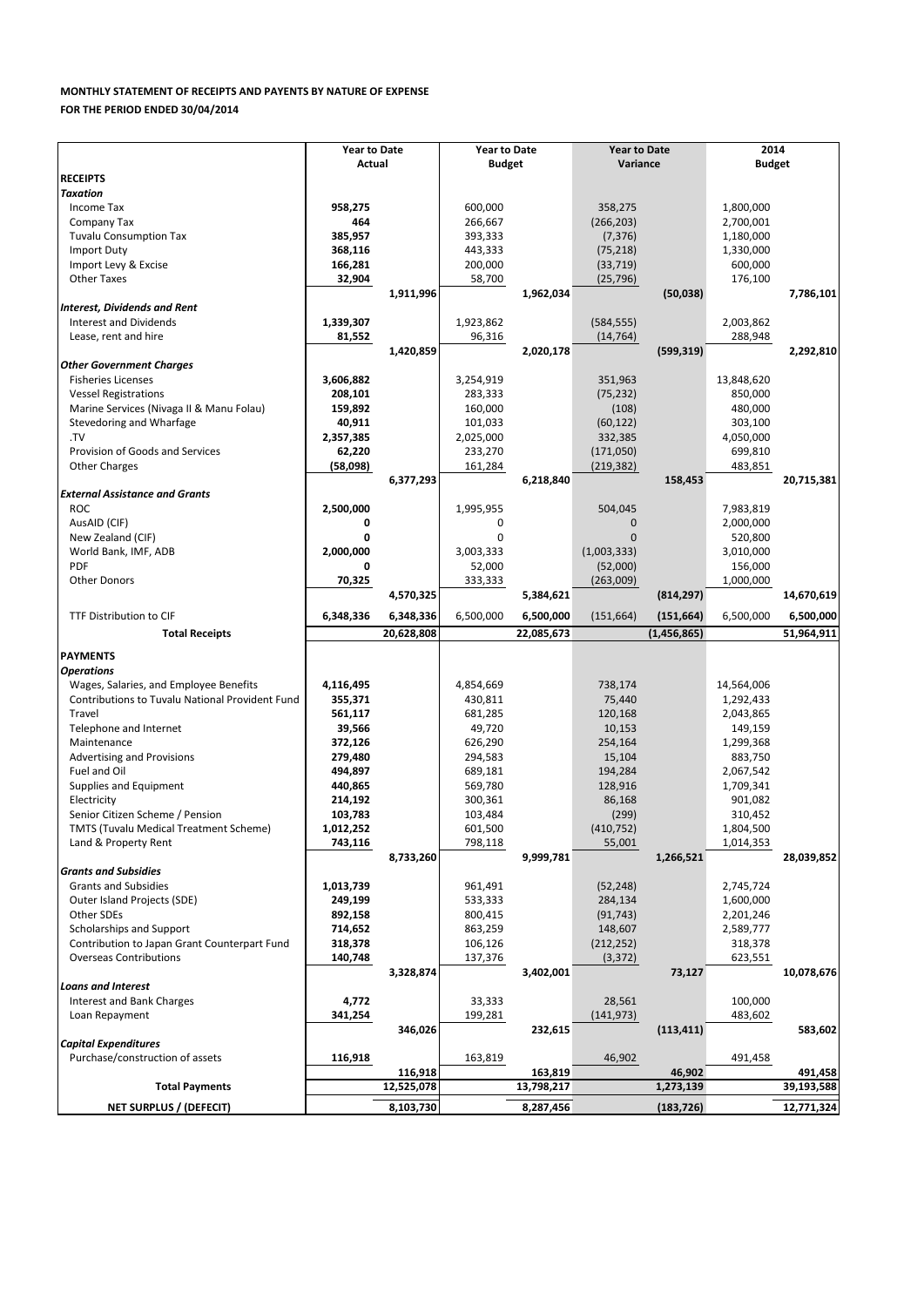**MONTHLY STATEMENT OF RECEIPTS AND PAYENTS BY NATURE OF EXPENSE**

**FOR THE PERIOD ENDED 30/04/2014**

| | Year to Date Actual | | Year to Date Budget | | Year to Date Variance | | 2014 Budget | |
|---|---|---|---|---|---|---|---|---|
| **RECEIPTS** | | | | | | | | |
| ***Taxation*** | | | | | | | | |
| Income Tax | **958,275** | | 600,000 | | 358,275 | | 1,800,000 | |
| Company Tax | **464** | | 266,667 | | (266,203) | | 2,700,001 | |
| Tuvalu Consumption Tax | **385,957** | | 393,333 | | (7,376) | | 1,180,000 | |
| Import Duty | **368,116** | | 443,333 | | (75,218) | | 1,330,000 | |
| Import Levy & Excise | **166,281** | | 200,000 | | (33,719) | | 600,000 | |
| Other Taxes | **32,904** | | 58,700 | | (25,796) | | 176,100 | |
| | | **1,911,996** | | **1,962,034** | | **(50,038)** | | **7,786,101** |
| ***Interest, Dividends and Rent*** | | | | | | | | |
| Interest and Dividends | **1,339,307** | | 1,923,862 | | (584,555) | | 2,003,862 | |
| Lease, rent and hire | **81,552** | | 96,316 | | (14,764) | | 288,948 | |
| | | **1,420,859** | | **2,020,178** | | **(599,319)** | | **2,292,810** |
| ***Other Government Charges*** | | | | | | | | |
| Fisheries Licenses | **3,606,882** | | 3,254,919 | | 351,963 | | 13,848,620 | |
| Vessel Registrations | **208,101** | | 283,333 | | (75,232) | | 850,000 | |
| Marine Services (Nivaga II & Manu Folau) | **159,892** | | 160,000 | | (108) | | 480,000 | |
| Stevedoring and Wharfage | **40,911** | | 101,033 | | (60,122) | | 303,100 | |
| .TV | **2,357,385** | | 2,025,000 | | 332,385 | | 4,050,000 | |
| Provision of Goods and Services | **62,220** | | 233,270 | | (171,050) | | 699,810 | |
| Other Charges | **(58,098)** | | 161,284 | | (219,382) | | 483,851 | |
| | | **6,377,293** | | **6,218,840** | | **158,453** | | **20,715,381** |
| ***External Assistance and Grants*** | | | | | | | | |
| ROC | **2,500,000** | | 1,995,955 | | 504,045 | | 7,983,819 | |
| AusAID (CIF) | **0** | | 0 | | 0 | | 2,000,000 | |
| New Zealand (CIF) | **0** | | 0 | | 0 | | 520,800 | |
| World Bank, IMF, ADB | **2,000,000** | | 3,003,333 | | (1,003,333) | | 3,010,000 | |
| PDF | **0** | | 52,000 | | (52,000) | | 156,000 | |
| Other Donors | **70,325** | | 333,333 | | (263,009) | | 1,000,000 | |
| | | **4,570,325** | | **5,384,621** | | **(814,297)** | | **14,670,619** |
| TTF Distribution to CIF | **6,348,336** | **6,348,336** | 6,500,000 | **6,500,000** | (151,664) | **(151,664)** | 6,500,000 | **6,500,000** |
| **Total Receipts** | | **20,628,808** | | **22,085,673** | | **(1,456,865)** | | **51,964,911** |
| **PAYMENTS** | | | | | | | | |
| ***Operations*** | | | | | | | | |
| Wages, Salaries, and Employee Benefits | **4,116,495** | | 4,854,669 | | 738,174 | | 14,564,006 | |
| Contributions to Tuvalu National Provident Fund | **355,371** | | 430,811 | | 75,440 | | 1,292,433 | |
| Travel | **561,117** | | 681,285 | | 120,168 | | 2,043,865 | |
| Telephone and Internet | **39,566** | | 49,720 | | 10,153 | | 149,159 | |
| Maintenance | **372,126** | | 626,290 | | 254,164 | | 1,299,368 | |
| Advertising and Provisions | **279,480** | | 294,583 | | 15,104 | | 883,750 | |
| Fuel and Oil | **494,897** | | 689,181 | | 194,284 | | 2,067,542 | |
| Supplies and Equipment | **440,865** | | 569,780 | | 128,916 | | 1,709,341 | |
| Electricity | **214,192** | | 300,361 | | 86,168 | | 901,082 | |
| Senior Citizen Scheme / Pension | **103,783** | | 103,484 | | (299) | | 310,452 | |
| TMTS (Tuvalu Medical Treatment Scheme) | **1,012,252** | | 601,500 | | (410,752) | | 1,804,500 | |
| Land & Property Rent | **743,116** | | 798,118 | | 55,001 | | 1,014,353 | |
| | | **8,733,260** | | **9,999,781** | | **1,266,521** | | **28,039,852** |
| ***Grants and Subsidies*** | | | | | | | | |
| Grants and Subsidies | **1,013,739** | | 961,491 | | (52,248) | | 2,745,724 | |
| Outer Island Projects (SDE) | **249,199** | | 533,333 | | 284,134 | | 1,600,000 | |
| Other SDEs | **892,158** | | 800,415 | | (91,743) | | 2,201,246 | |
| Scholarships and Support | **714,652** | | 863,259 | | 148,607 | | 2,589,777 | |
| Contribution to Japan Grant Counterpart Fund | **318,378** | | 106,126 | | (212,252) | | 318,378 | |
| Overseas Contributions | **140,748** | | 137,376 | | (3,372) | | 623,551 | |
| | | **3,328,874** | | **3,402,001** | | **73,127** | | **10,078,676** |
| ***Loans and Interest*** | | | | | | | | |
| Interest and Bank Charges | **4,772** | | 33,333 | | 28,561 | | 100,000 | |
| Loan Repayment | **341,254** | | 199,281 | | (141,973) | | 483,602 | |
| | | **346,026** | | **232,615** | | **(113,411)** | | **583,602** |
| ***Capital Expenditures*** | | | | | | | | |
| Purchase/construction of assets | **116,918** | | 163,819 | | 46,902 | | 491,458 | |
| | | **116,918** | | **163,819** | | **46,902** | | **491,458** |
| **Total Payments** | | **12,525,078** | | **13,798,217** | | **1,273,139** | | **39,193,588** |
| **NET SURPLUS / (DEFECIT)** | | **8,103,730** | | **8,287,456** | | **(183,726)** | | **12,771,324** |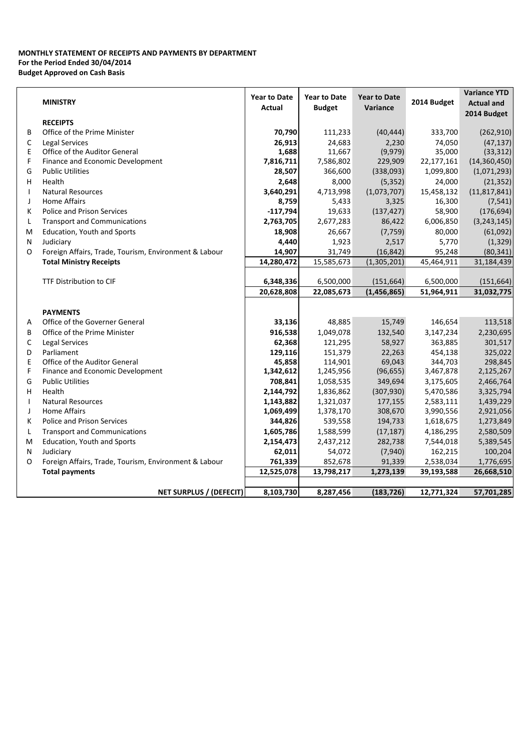**MONTHLY STATEMENT OF RECEIPTS AND PAYMENTS BY DEPARTMENT**
**For the Period Ended 30/04/2014**
**Budget Approved on Cash Basis**

| | MINISTRY | Year to Date Actual | Year to Date Budget | Year to Date Variance | 2014 Budget | Variance YTD Actual and 2014 Budget |
|---|---|---|---|---|---|---|
| | **RECEIPTS** | | | | | |
| B | Office of the Prime Minister | **70,790** | 111,233 | (40,444) | 333,700 | (262,910) |
| C | Legal Services | **26,913** | 24,683 | 2,230 | 74,050 | (47,137) |
| E | Office of the Auditor General | **1,688** | 11,667 | (9,979) | 35,000 | (33,312) |
| F | Finance and Economic Development | **7,816,711** | 7,586,802 | 229,909 | 22,177,161 | (14,360,450) |
| G | Public Utilities | **28,507** | 366,600 | (338,093) | 1,099,800 | (1,071,293) |
| H | Health | **2,648** | 8,000 | (5,352) | 24,000 | (21,352) |
| I | Natural Resources | **3,640,291** | 4,713,998 | (1,073,707) | 15,458,132 | (11,817,841) |
| J | Home Affairs | **8,759** | 5,433 | 3,325 | 16,300 | (7,541) |
| K | Police and Prison Services | **-117,794** | 19,633 | (137,427) | 58,900 | (176,694) |
| L | Transport and Communications | **2,763,705** | 2,677,283 | 86,422 | 6,006,850 | (3,243,145) |
| M | Education, Youth and Sports | **18,908** | 26,667 | (7,759) | 80,000 | (61,092) |
| N | Judiciary | **4,440** | 1,923 | 2,517 | 5,770 | (1,329) |
| O | Foreign Affairs, Trade, Tourism, Environment & Labour | **14,907** | 31,749 | (16,842) | 95,248 | (80,341) |
| | **Total Ministry Receipts** | **14,280,472** | 15,585,673 | (1,305,201) | 45,464,911 | 31,184,439 |
| | | | | | | |
| | TTF Distribution to CIF | **6,348,336** | 6,500,000 | (151,664) | 6,500,000 | (151,664) |
| | | **20,628,808** | **22,085,673** | **(1,456,865)** | **51,964,911** | **31,032,775** |
| | | | | | | |
| | **PAYMENTS** | | | | | |
| A | Office of the Governer General | **33,136** | 48,885 | 15,749 | 146,654 | 113,518 |
| B | Office of the Prime Minister | **916,538** | 1,049,078 | 132,540 | 3,147,234 | 2,230,695 |
| C | Legal Services | **62,368** | 121,295 | 58,927 | 363,885 | 301,517 |
| D | Parliament | **129,116** | 151,379 | 22,263 | 454,138 | 325,022 |
| E | Office of the Auditor General | **45,858** | 114,901 | 69,043 | 344,703 | 298,845 |
| F | Finance and Economic Development | **1,342,612** | 1,245,956 | (96,655) | 3,467,878 | 2,125,267 |
| G | Public Utilities | **708,841** | 1,058,535 | 349,694 | 3,175,605 | 2,466,764 |
| H | Health | **2,144,792** | 1,836,862 | (307,930) | 5,470,586 | 3,325,794 |
| I | Natural Resources | **1,143,882** | 1,321,037 | 177,155 | 2,583,111 | 1,439,229 |
| J | Home Affairs | **1,069,499** | 1,378,170 | 308,670 | 3,990,556 | 2,921,056 |
| K | Police and Prison Services | **344,826** | 539,558 | 194,733 | 1,618,675 | 1,273,849 |
| L | Transport and Communications | **1,605,786** | 1,588,599 | (17,187) | 4,186,295 | 2,580,509 |
| M | Education, Youth and Sports | **2,154,473** | 2,437,212 | 282,738 | 7,544,018 | 5,389,545 |
| N | Judiciary | **62,011** | 54,072 | (7,940) | 162,215 | 100,204 |
| O | Foreign Affairs, Trade, Tourism, Environment & Labour | **761,339** | 852,678 | 91,339 | 2,538,034 | 1,776,695 |
| | **Total payments** | **12,525,078** | **13,798,217** | **1,273,139** | **39,193,588** | **26,668,510** |
| | | | | | | |
| | **NET SURPLUS / (DEFECIT)** | **8,103,730** | **8,287,456** | **(183,726)** | **12,771,324** | **57,701,285** |